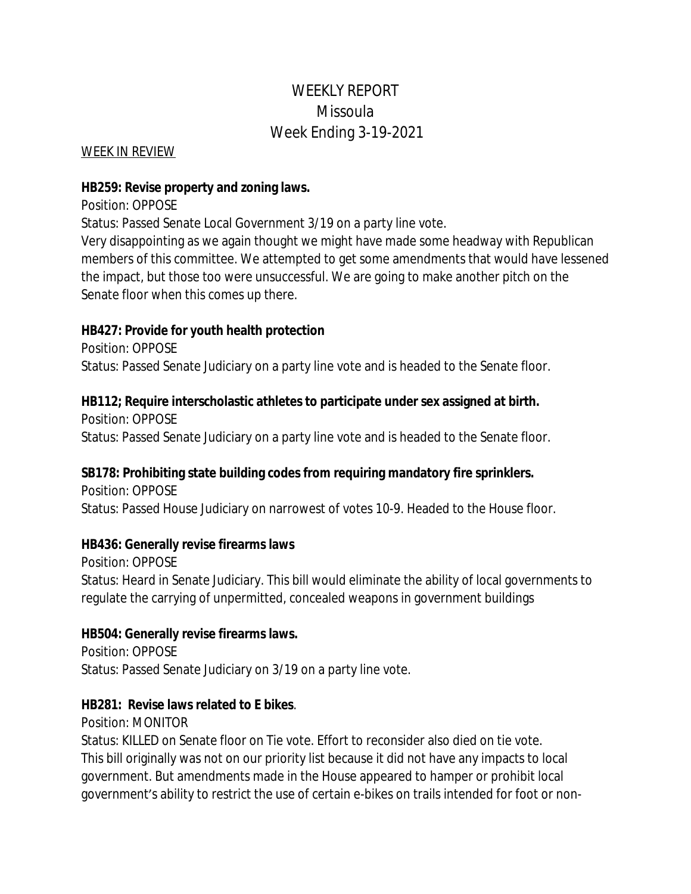# WEEKLY REPORT
# Missoula
# Week Ending 3-19-2021

WEEK IN REVIEW

**HB259: Revise property and zoning laws.**

Position: OPPOSE

Status: Passed Senate Local Government 3/19 on a party line vote.

Very disappointing as we again thought we might have made some headway with Republican members of this committee. We attempted to get some amendments that would have lessened the impact, but those too were unsuccessful. We are going to make another pitch on the Senate floor when this comes up there.

**HB427: Provide for youth health protection**

Position: OPPOSE

Status: Passed Senate Judiciary on a party line vote and is headed to the Senate floor.

**HB112; Require interscholastic athletes to participate under sex assigned at birth.**

Position: OPPOSE

Status: Passed Senate Judiciary on a party line vote and is headed to the Senate floor.

**SB178: Prohibiting state building codes from requiring mandatory fire sprinklers.**

Position: OPPOSE

Status: Passed House Judiciary on narrowest of votes 10-9. Headed to the House floor.

**HB436: Generally revise firearms laws**

Position: OPPOSE

Status: Heard in Senate Judiciary. This bill would eliminate the ability of local governments to regulate the carrying of unpermitted, concealed weapons in government buildings

**HB504: Generally revise firearms laws.**

Position: OPPOSE

Status: Passed Senate Judiciary on 3/19 on a party line vote.

**HB281: Revise laws related to E bikes**.

Position: MONITOR

Status: KILLED on Senate floor on Tie vote. Effort to reconsider also died on tie vote.

This bill originally was not on our priority list because it did not have any impacts to local government. But amendments made in the House appeared to hamper or prohibit local government's ability to restrict the use of certain e-bikes on trails intended for foot or non-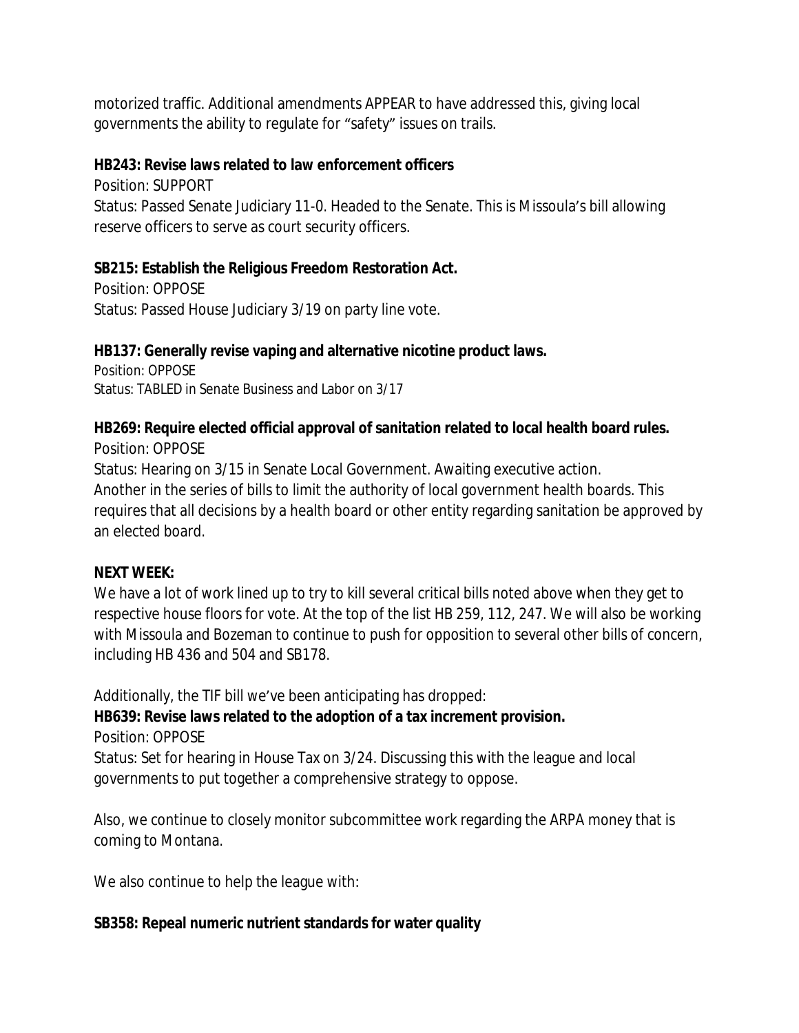motorized traffic. Additional amendments APPEAR to have addressed this, giving local governments the ability to regulate for "safety" issues on trails.

**HB243: Revise laws related to law enforcement officers**
Position: SUPPORT
Status: Passed Senate Judiciary 11-0. Headed to the Senate. This is Missoula's bill allowing reserve officers to serve as court security officers.

**SB215: Establish the Religious Freedom Restoration Act.**
Position: OPPOSE
Status: Passed House Judiciary 3/19 on party line vote.

**HB137: Generally revise vaping and alternative nicotine product laws.**
Position: OPPOSE
Status: TABLED in Senate Business and Labor on 3/17

**HB269: Require elected official approval of sanitation related to local health board rules.**
Position: OPPOSE
Status: Hearing on 3/15 in Senate Local Government. Awaiting executive action.
Another in the series of bills to limit the authority of local government health boards. This requires that all decisions by a health board or other entity regarding sanitation be approved by an elected board.

**NEXT WEEK:**
We have a lot of work lined up to try to kill several critical bills noted above when they get to respective house floors for vote. At the top of the list HB 259, 112, 247. We will also be working with Missoula and Bozeman to continue to push for opposition to several other bills of concern, including HB 436 and 504 and SB178.

Additionally, the TIF bill we've been anticipating has dropped:
**HB639: Revise laws related to the adoption of a tax increment provision.**
Position: OPPOSE
Status: Set for hearing in House Tax on 3/24. Discussing this with the league and local governments to put together a comprehensive strategy to oppose.

Also, we continue to closely monitor subcommittee work regarding the ARPA money that is coming to Montana.

We also continue to help the league with:

**SB358: Repeal numeric nutrient standards for water quality**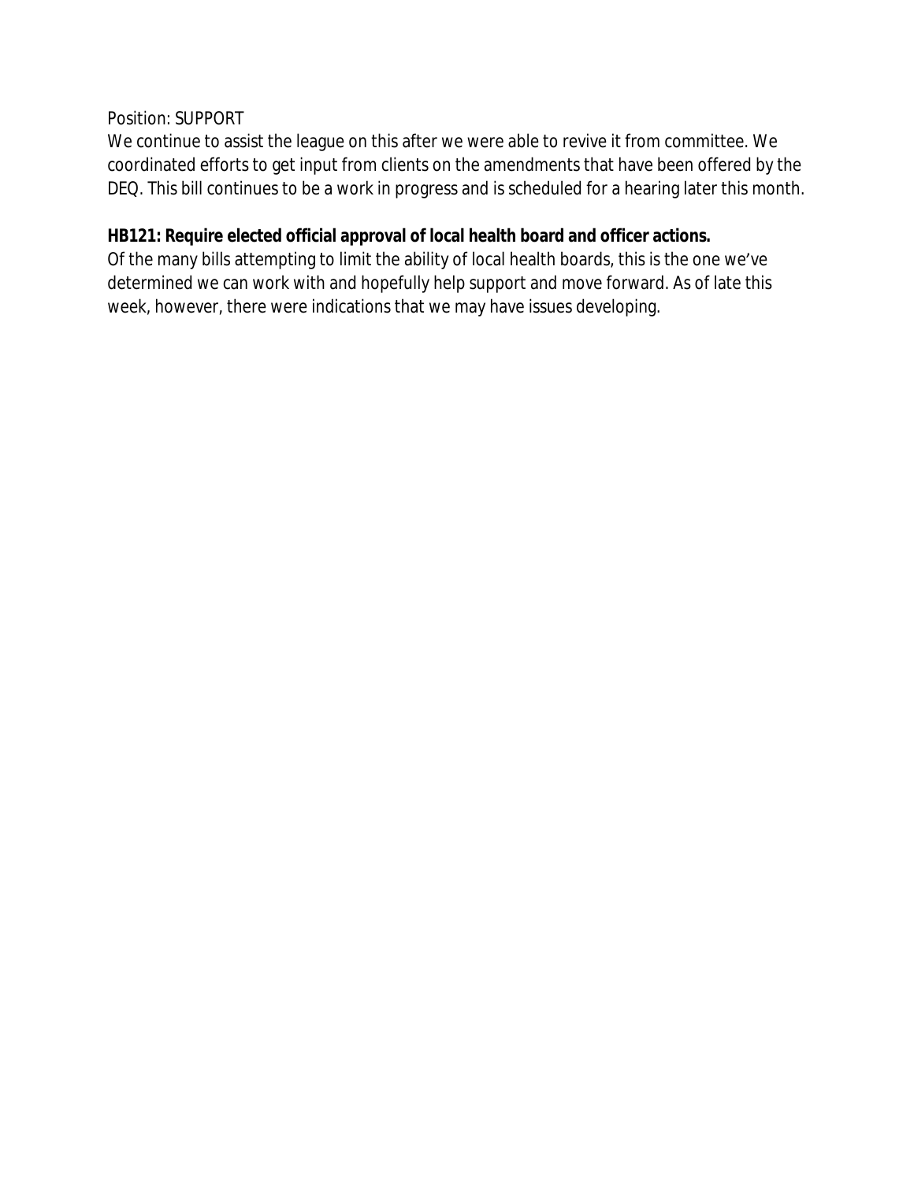Position: SUPPORT
We continue to assist the league on this after we were able to revive it from committee. We coordinated efforts to get input from clients on the amendments that have been offered by the DEQ. This bill continues to be a work in progress and is scheduled for a hearing later this month.

**HB121: Require elected official approval of local health board and officer actions.**
Of the many bills attempting to limit the ability of local health boards, this is the one we've determined we can work with and hopefully help support and move forward. As of late this week, however, there were indications that we may have issues developing.